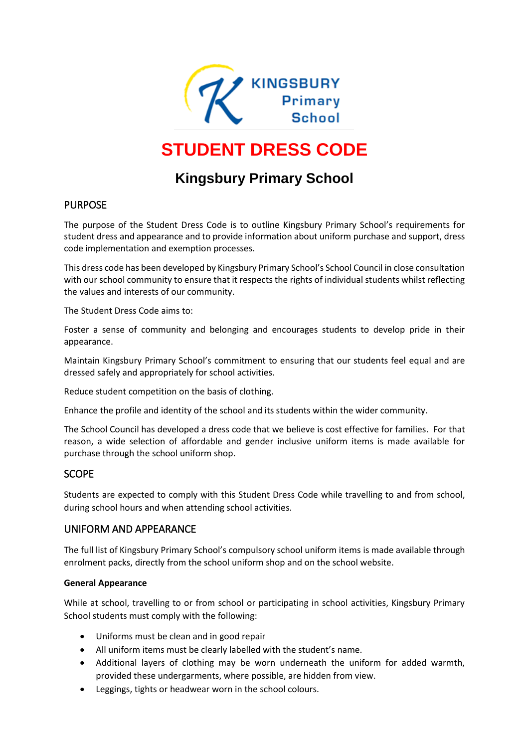# STUDENT DRESS CODE

## Kingsbury Primary School

### PURPOSE

The purpose of the Student Dress Code is to outline Kingsbury Primary School's requirements for student dress and appearance and to provide information about uniform purchase and support, dress code implementation and exemption processes.

This dress code has been developed by Kingsbury Primary School's School Council in close consultation with our school community to ensure that it respects the rights of individual students whilst reflecting the values and interests of our community.

The Student Dress Code aims to:

Foster a sense of community and belonging and encourages students to develop pride in their appearance.

Maintain Kingsbury Primary School's commitment to ensuring that our students feel equal and are dressed safely and appropriately for school activities.

Reduce student competition on the basis of clothing.

Enhance the profile and identity of the school and its students within the wider community.

The School Council has developed a dress code that we believe is cost effective for families. For that reason, a wide selection of affordable and gender inclusive uniform items is made available for purchase through the school uniform shop.

### SCOPE

Students are expected to comply with this Student Dress Code while travelling to and from school, during school hours and when attending school activities.

### UNIFORM AND APPEARANCE

The full list of Kingsbury Primary School's compulsory school uniform items is made available through enrolment packs, directly from the school uniform shop and on the school website.

**General Appearance**

While at school, travelling to or from school or participating in school activities, Kingsbury Primary School students must comply with the following:

- Uniforms must be clean and in good repair
- All uniform items must be clearly labelled with the student's name.
- Additional layers of clothing may be worn underneath the uniform for added warmth, provided these undergarments, where possible, are hidden from view.
- Leggings, tights or headwear worn in the school colours.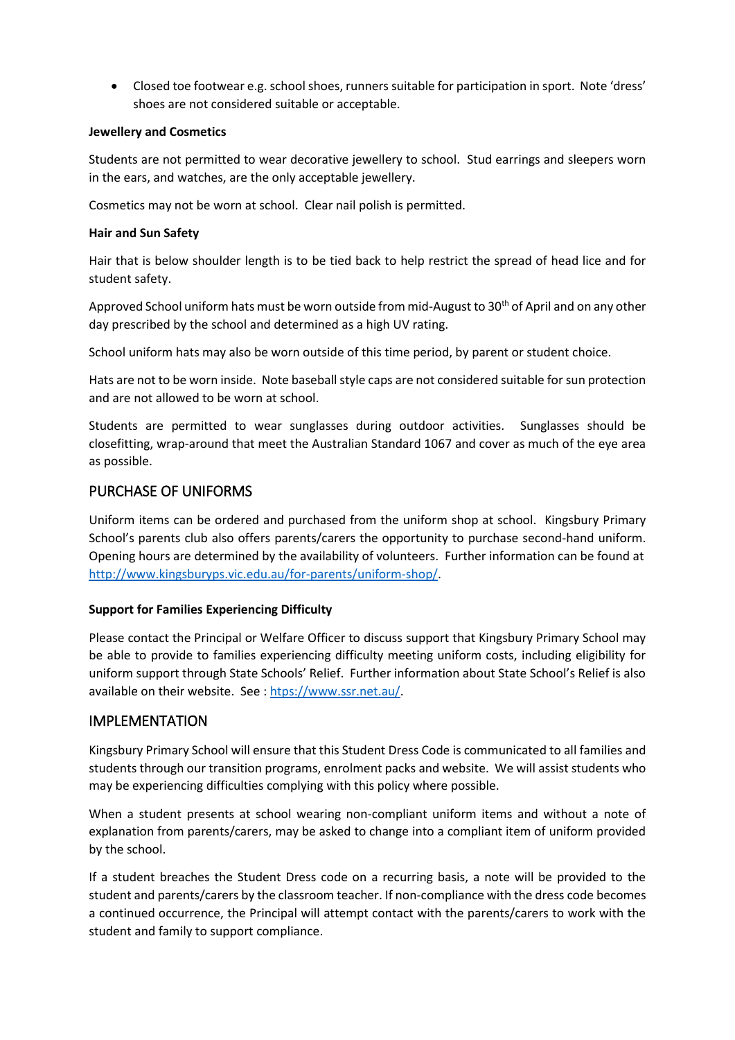- Closed toe footwear e.g. school shoes, runners suitable for participation in sport. Note 'dress' shoes are not considered suitable or acceptable.

**Jewellery and Cosmetics**

Students are not permitted to wear decorative jewellery to school. Stud earrings and sleepers worn in the ears, and watches, are the only acceptable jewellery.

Cosmetics may not be worn at school. Clear nail polish is permitted.

**Hair and Sun Safety**

Hair that is below shoulder length is to be tied back to help restrict the spread of head lice and for student safety.

Approved School uniform hats must be worn outside from mid-August to 30th of April and on any other day prescribed by the school and determined as a high UV rating.

School uniform hats may also be worn outside of this time period, by parent or student choice.

Hats are not to be worn inside. Note baseball style caps are not considered suitable for sun protection and are not allowed to be worn at school.

Students are permitted to wear sunglasses during outdoor activities. Sunglasses should be closefitting, wrap-around that meet the Australian Standard 1067 and cover as much of the eye area as possible.

## PURCHASE OF UNIFORMS

Uniform items can be ordered and purchased from the uniform shop at school. Kingsbury Primary School's parents club also offers parents/carers the opportunity to purchase second-hand uniform. Opening hours are determined by the availability of volunteers. Further information can be found at [http://www.kingsburyps.vic.edu.au/for-parents/uniform-shop/](http://www.kingsburyps.vic.edu.au/for-parents/uniform-shop/).

**Support for Families Experiencing Difficulty**

Please contact the Principal or Welfare Officer to discuss support that Kingsbury Primary School may be able to provide to families experiencing difficulty meeting uniform costs, including eligibility for uniform support through State Schools' Relief. Further information about State School's Relief is also available on their website. See : [https://www.ssr.net.au/](https://www.ssr.net.au/).

## IMPLEMENTATION

Kingsbury Primary School will ensure that this Student Dress Code is communicated to all families and students through our transition programs, enrolment packs and website. We will assist students who may be experiencing difficulties complying with this policy where possible.

When a student presents at school wearing non-compliant uniform items and without a note of explanation from parents/carers, may be asked to change into a compliant item of uniform provided by the school.

If a student breaches the Student Dress code on a recurring basis, a note will be provided to the student and parents/carers by the classroom teacher. If non-compliance with the dress code becomes a continued occurrence, the Principal will attempt contact with the parents/carers to work with the student and family to support compliance.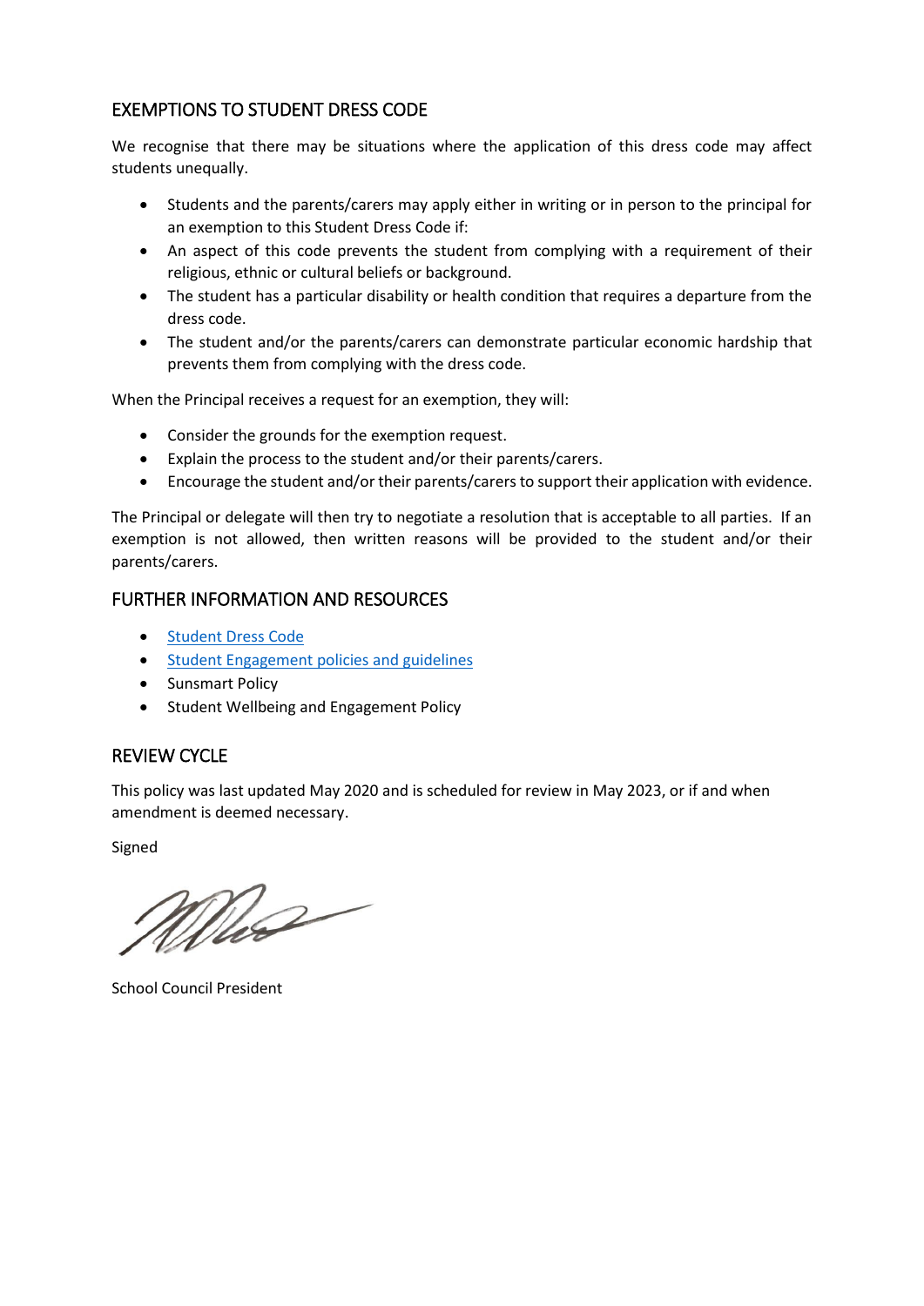## EXEMPTIONS TO STUDENT DRESS CODE

We recognise that there may be situations where the application of this dress code may affect students unequally.

- Students and the parents/carers may apply either in writing or in person to the principal for an exemption to this Student Dress Code if:
- An aspect of this code prevents the student from complying with a requirement of their religious, ethnic or cultural beliefs or background.
- The student has a particular disability or health condition that requires a departure from the dress code.
- The student and/or the parents/carers can demonstrate particular economic hardship that prevents them from complying with the dress code.

When the Principal receives a request for an exemption, they will:

- Consider the grounds for the exemption request.
- Explain the process to the student and/or their parents/carers.
- Encourage the student and/or their parents/carers to support their application with evidence.

The Principal or delegate will then try to negotiate a resolution that is acceptable to all parties. If an exemption is not allowed, then written reasons will be provided to the student and/or their parents/carers.

## FURTHER INFORMATION AND RESOURCES

- Student Dress Code
- Student Engagement policies and guidelines
- Sunsmart Policy
- Student Wellbeing and Engagement Policy

## REVIEW CYCLE

This policy was last updated May 2020 and is scheduled for review in May 2023, or if and when amendment is deemed necessary.

Signed

School Council President